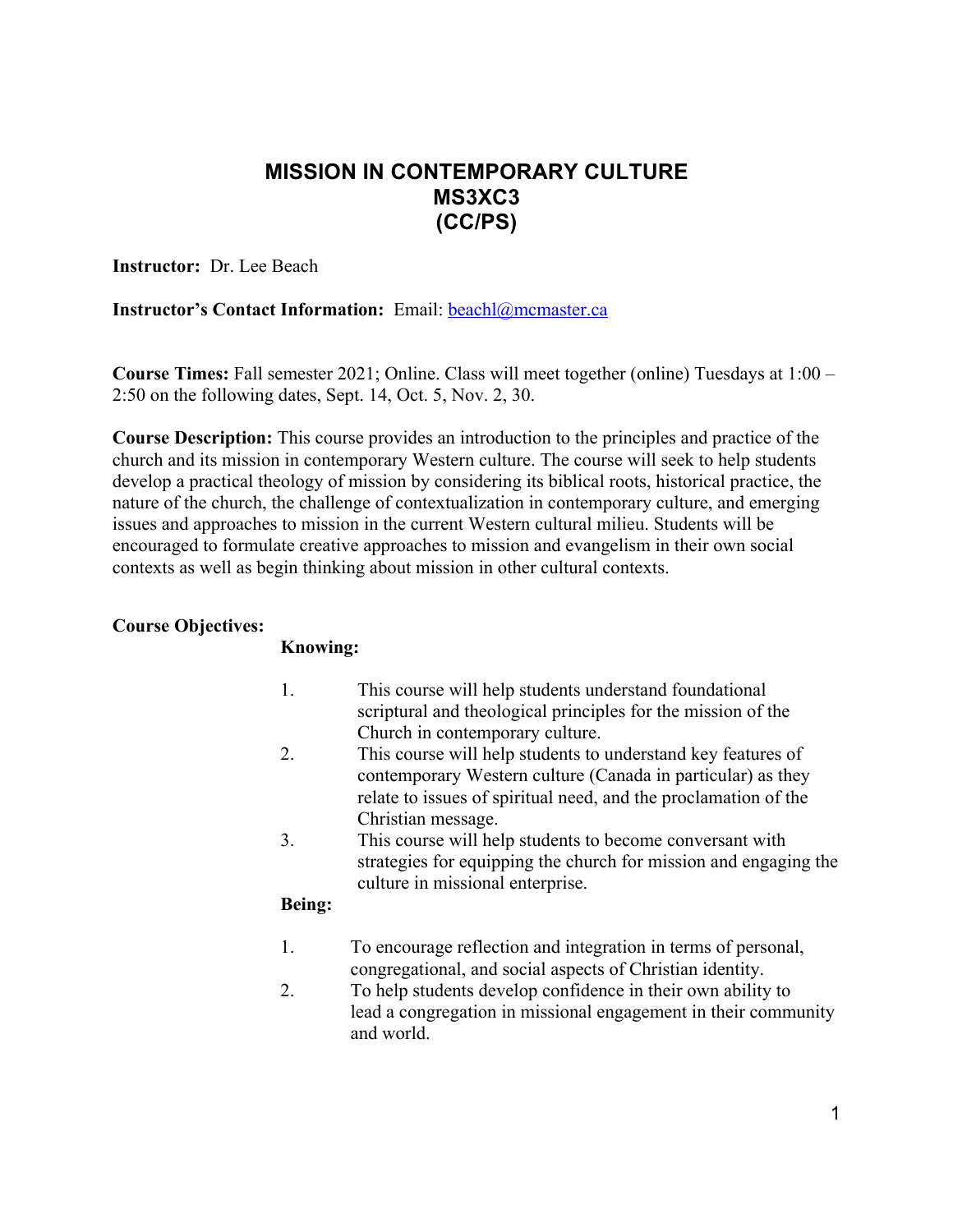# MISSION IN CONTEMPORARY CULTURE
# MS3XC3
# (CC/PS)

**Instructor:** Dr. Lee Beach

**Instructor's Contact Information:** Email: beachl@mcmaster.ca

**Course Times:** Fall semester 2021; Online. Class will meet together (online) Tuesdays at 1:00 – 2:50 on the following dates, Sept. 14, Oct. 5, Nov. 2, 30.

**Course Description:** This course provides an introduction to the principles and practice of the church and its mission in contemporary Western culture. The course will seek to help students develop a practical theology of mission by considering its biblical roots, historical practice, the nature of the church, the challenge of contextualization in contemporary culture, and emerging issues and approaches to mission in the current Western cultural milieu. Students will be encouraged to formulate creative approaches to mission and evangelism in their own social contexts as well as begin thinking about mission in other cultural contexts.

**Course Objectives:**

**Knowing:**

1. This course will help students understand foundational scriptural and theological principles for the mission of the Church in contemporary culture.
2. This course will help students to understand key features of contemporary Western culture (Canada in particular) as they relate to issues of spiritual need, and the proclamation of the Christian message.
3. This course will help students to become conversant with strategies for equipping the church for mission and engaging the culture in missional enterprise.

**Being:**

1. To encourage reflection and integration in terms of personal, congregational, and social aspects of Christian identity.
2. To help students develop confidence in their own ability to lead a congregation in missional engagement in their community and world.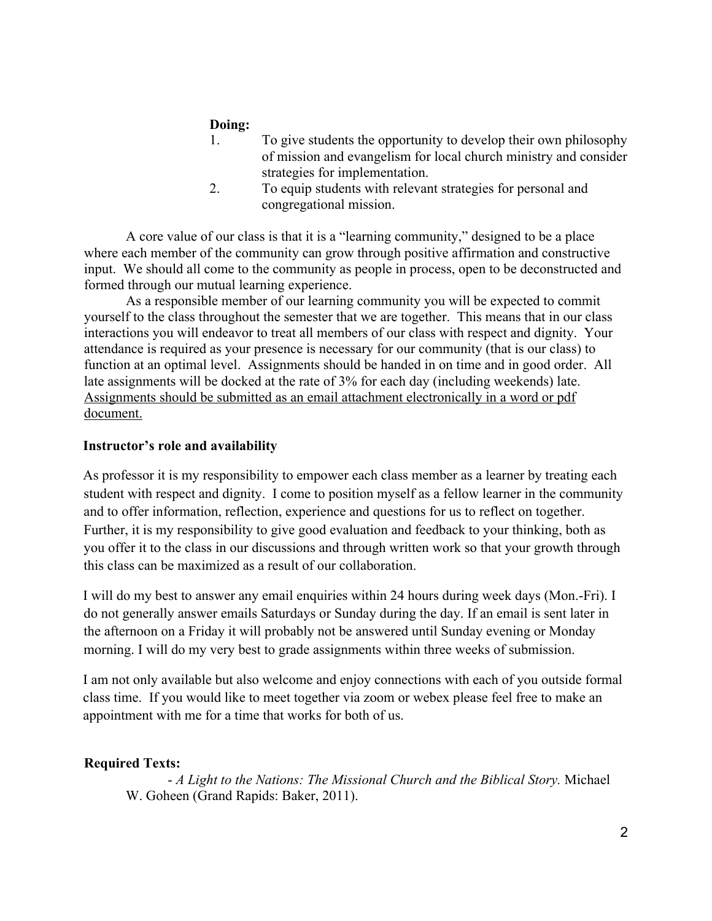**Doing:**

1. To give students the opportunity to develop their own philosophy of mission and evangelism for local church ministry and consider strategies for implementation.
2. To equip students with relevant strategies for personal and congregational mission.

A core value of our class is that it is a "learning community," designed to be a place where each member of the community can grow through positive affirmation and constructive input. We should all come to the community as people in process, open to be deconstructed and formed through our mutual learning experience.

As a responsible member of our learning community you will be expected to commit yourself to the class throughout the semester that we are together. This means that in our class interactions you will endeavor to treat all members of our class with respect and dignity. Your attendance is required as your presence is necessary for our community (that is our class) to function at an optimal level. Assignments should be handed in on time and in good order. All late assignments will be docked at the rate of 3% for each day (including weekends) late. <u>Assignments should be submitted as an email attachment electronically in a word or pdf document.</u>

**Instructor's role and availability**

As professor it is my responsibility to empower each class member as a learner by treating each student with respect and dignity. I come to position myself as a fellow learner in the community and to offer information, reflection, experience and questions for us to reflect on together. Further, it is my responsibility to give good evaluation and feedback to your thinking, both as you offer it to the class in our discussions and through written work so that your growth through this class can be maximized as a result of our collaboration.

I will do my best to answer any email enquiries within 24 hours during week days (Mon.-Fri). I do not generally answer emails Saturdays or Sunday during the day. If an email is sent later in the afternoon on a Friday it will probably not be answered until Sunday evening or Monday morning. I will do my very best to grade assignments within three weeks of submission.

I am not only available but also welcome and enjoy connections with each of you outside formal class time. If you would like to meet together via zoom or webex please feel free to make an appointment with me for a time that works for both of us.

**Required Texts:**

- *A Light to the Nations: The Missional Church and the Biblical Story.* Michael W. Goheen (Grand Rapids: Baker, 2011).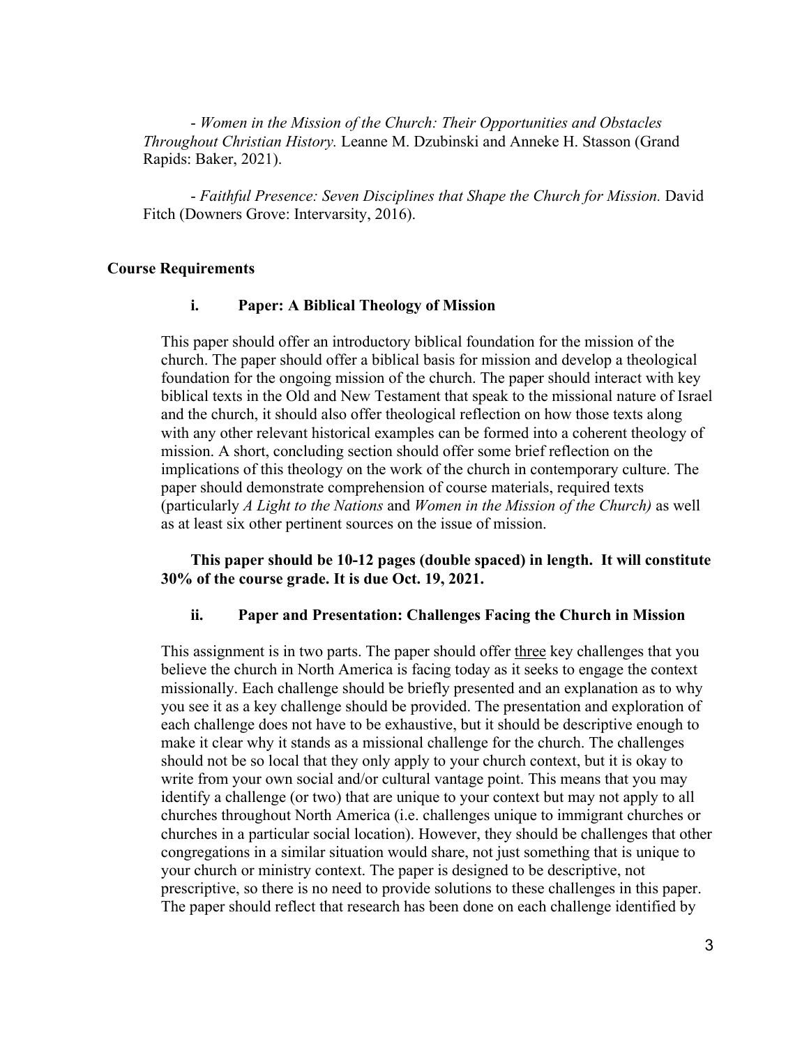- *Women in the Mission of the Church: Their Opportunities and Obstacles Throughout Christian History.* Leanne M. Dzubinski and Anneke H. Stasson (Grand Rapids: Baker, 2021).

- *Faithful Presence: Seven Disciplines that Shape the Church for Mission.* David Fitch (Downers Grove: Intervarsity, 2016).

## Course Requirements

### i. Paper: A Biblical Theology of Mission

This paper should offer an introductory biblical foundation for the mission of the church. The paper should offer a biblical basis for mission and develop a theological foundation for the ongoing mission of the church. The paper should interact with key biblical texts in the Old and New Testament that speak to the missional nature of Israel and the church, it should also offer theological reflection on how those texts along with any other relevant historical examples can be formed into a coherent theology of mission. A short, concluding section should offer some brief reflection on the implications of this theology on the work of the church in contemporary culture. The paper should demonstrate comprehension of course materials, required texts (particularly *A Light to the Nations* and *Women in the Mission of the Church)* as well as at least six other pertinent sources on the issue of mission.

**This paper should be 10-12 pages (double spaced) in length. It will constitute 30% of the course grade. It is due Oct. 19, 2021.**

### ii. Paper and Presentation: Challenges Facing the Church in Mission

This assignment is in two parts. The paper should offer <u>three</u> key challenges that you believe the church in North America is facing today as it seeks to engage the context missionally. Each challenge should be briefly presented and an explanation as to why you see it as a key challenge should be provided. The presentation and exploration of each challenge does not have to be exhaustive, but it should be descriptive enough to make it clear why it stands as a missional challenge for the church. The challenges should not be so local that they only apply to your church context, but it is okay to write from your own social and/or cultural vantage point. This means that you may identify a challenge (or two) that are unique to your context but may not apply to all churches throughout North America (i.e. challenges unique to immigrant churches or churches in a particular social location). However, they should be challenges that other congregations in a similar situation would share, not just something that is unique to your church or ministry context. The paper is designed to be descriptive, not prescriptive, so there is no need to provide solutions to these challenges in this paper. The paper should reflect that research has been done on each challenge identified by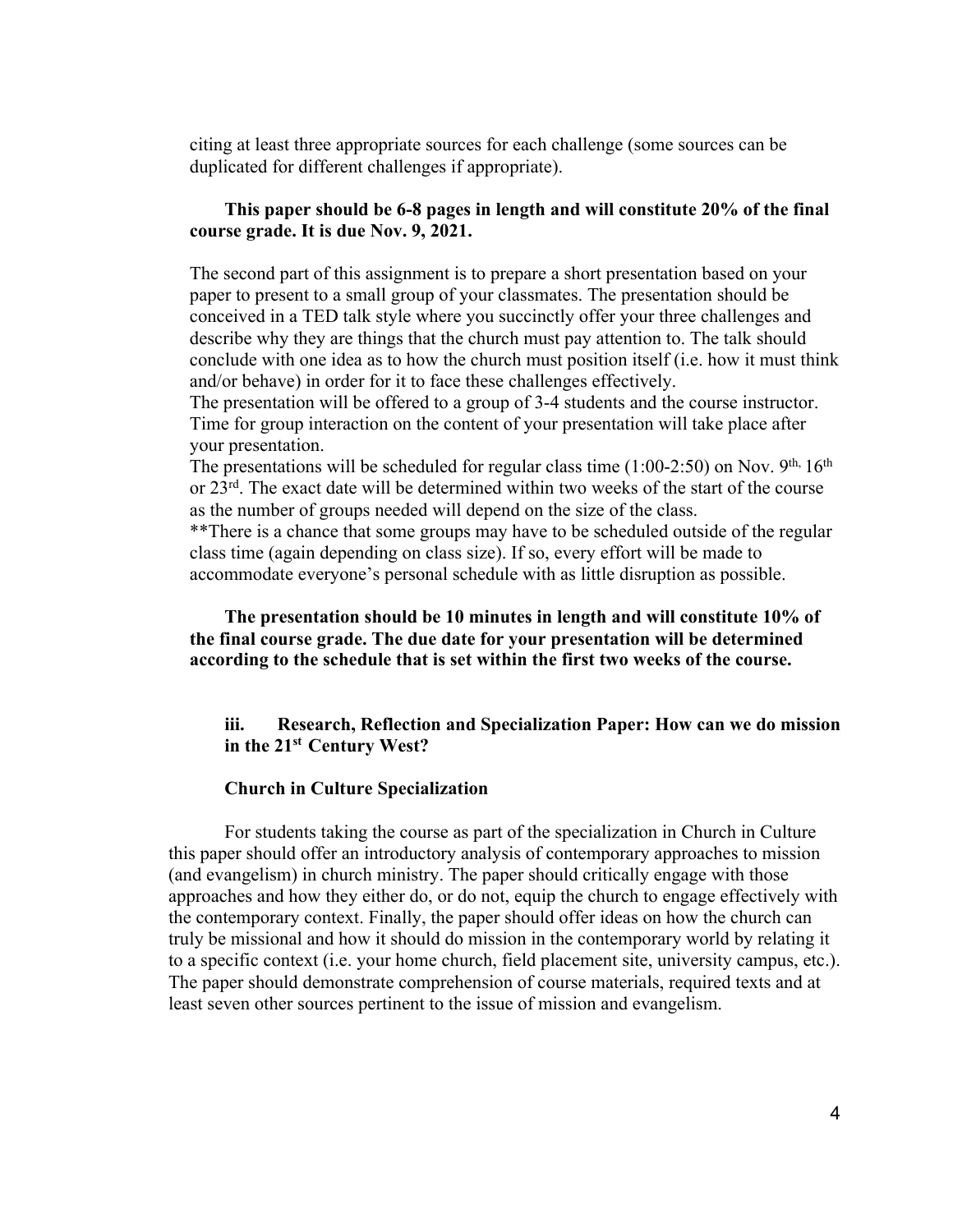citing at least three appropriate sources for each challenge (some sources can be duplicated for different challenges if appropriate).

**This paper should be 6-8 pages in length and will constitute 20% of the final course grade. It is due Nov. 9, 2021.**

The second part of this assignment is to prepare a short presentation based on your paper to present to a small group of your classmates. The presentation should be conceived in a TED talk style where you succinctly offer your three challenges and describe why they are things that the church must pay attention to. The talk should conclude with one idea as to how the church must position itself (i.e. how it must think and/or behave) in order for it to face these challenges effectively.

The presentation will be offered to a group of 3-4 students and the course instructor. Time for group interaction on the content of your presentation will take place after your presentation.

The presentations will be scheduled for regular class time (1:00-2:50) on Nov. 9th, 16th or 23rd. The exact date will be determined within two weeks of the start of the course as the number of groups needed will depend on the size of the class.

**There is a chance that some groups may have to be scheduled outside of the regular class time (again depending on class size). If so, every effort will be made to accommodate everyone's personal schedule with as little disruption as possible.

**The presentation should be 10 minutes in length and will constitute 10% of the final course grade. The due date for your presentation will be determined according to the schedule that is set within the first two weeks of the course.**

### iii. Research, Reflection and Specialization Paper: How can we do mission in the 21st Century West?

#### Church in Culture Specialization

For students taking the course as part of the specialization in Church in Culture this paper should offer an introductory analysis of contemporary approaches to mission (and evangelism) in church ministry. The paper should critically engage with those approaches and how they either do, or do not, equip the church to engage effectively with the contemporary context. Finally, the paper should offer ideas on how the church can truly be missional and how it should do mission in the contemporary world by relating it to a specific context (i.e. your home church, field placement site, university campus, etc.). The paper should demonstrate comprehension of course materials, required texts and at least seven other sources pertinent to the issue of mission and evangelism.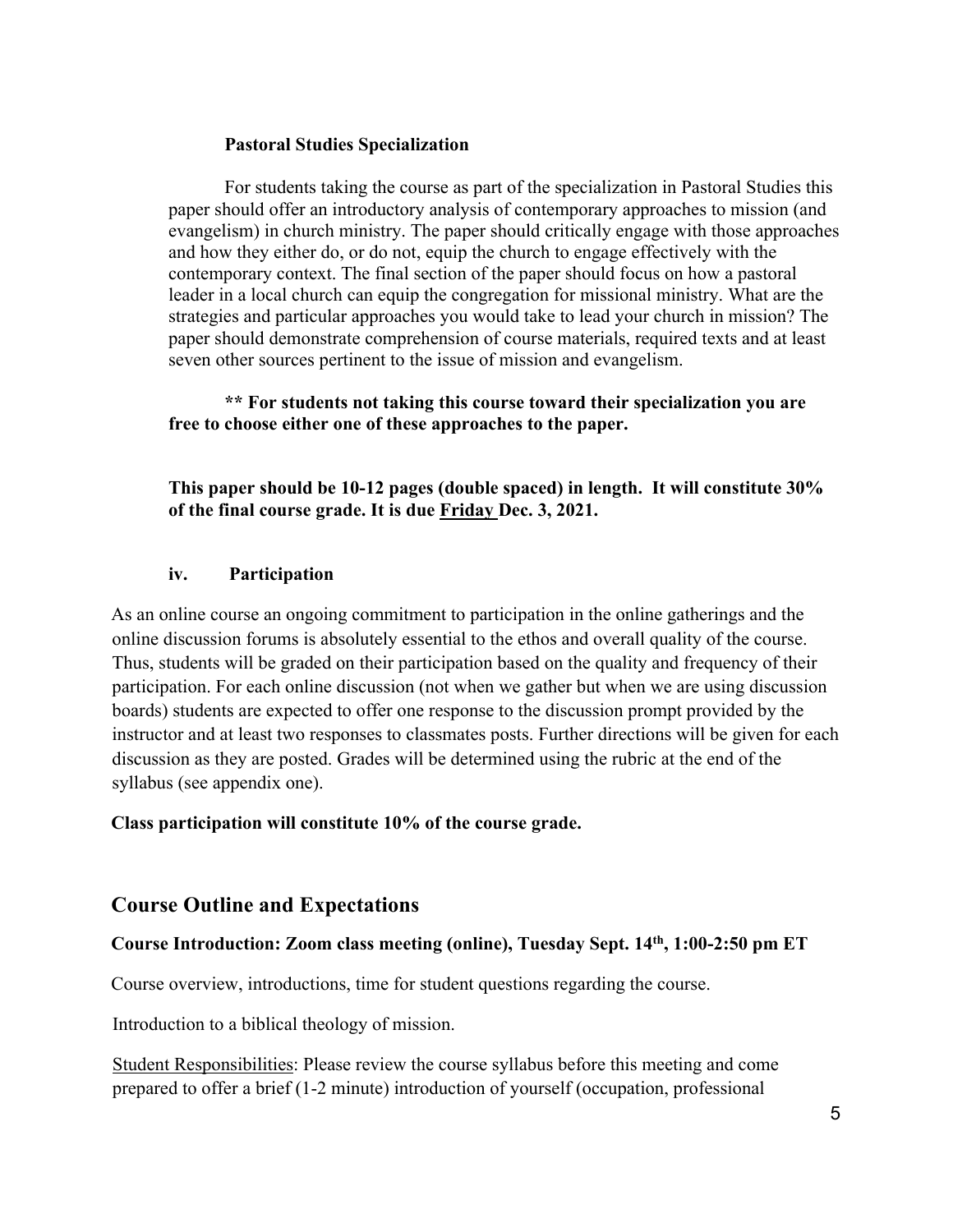**Pastoral Studies Specialization**

For students taking the course as part of the specialization in Pastoral Studies this paper should offer an introductory analysis of contemporary approaches to mission (and evangelism) in church ministry. The paper should critically engage with those approaches and how they either do, or do not, equip the church to engage effectively with the contemporary context. The final section of the paper should focus on how a pastoral leader in a local church can equip the congregation for missional ministry. What are the strategies and particular approaches you would take to lead your church in mission? The paper should demonstrate comprehension of course materials, required texts and at least seven other sources pertinent to the issue of mission and evangelism.

**\*\* For students not taking this course toward their specialization you are free to choose either one of these approaches to the paper.**

**This paper should be 10-12 pages (double spaced) in length. It will constitute 30% of the final course grade. It is due <u>Friday</u> Dec. 3, 2021.**

#### iv. Participation

As an online course an ongoing commitment to participation in the online gatherings and the online discussion forums is absolutely essential to the ethos and overall quality of the course. Thus, students will be graded on their participation based on the quality and frequency of their participation. For each online discussion (not when we gather but when we are using discussion boards) students are expected to offer one response to the discussion prompt provided by the instructor and at least two responses to classmates posts. Further directions will be given for each discussion as they are posted. Grades will be determined using the rubric at the end of the syllabus (see appendix one).

**Class participation will constitute 10% of the course grade.**

## Course Outline and Expectations

**Course Introduction: Zoom class meeting (online), Tuesday Sept. 14th, 1:00-2:50 pm ET**

Course overview, introductions, time for student questions regarding the course.

Introduction to a biblical theology of mission.

<u>Student Responsibilities</u>: Please review the course syllabus before this meeting and come prepared to offer a brief (1-2 minute) introduction of yourself (occupation, professional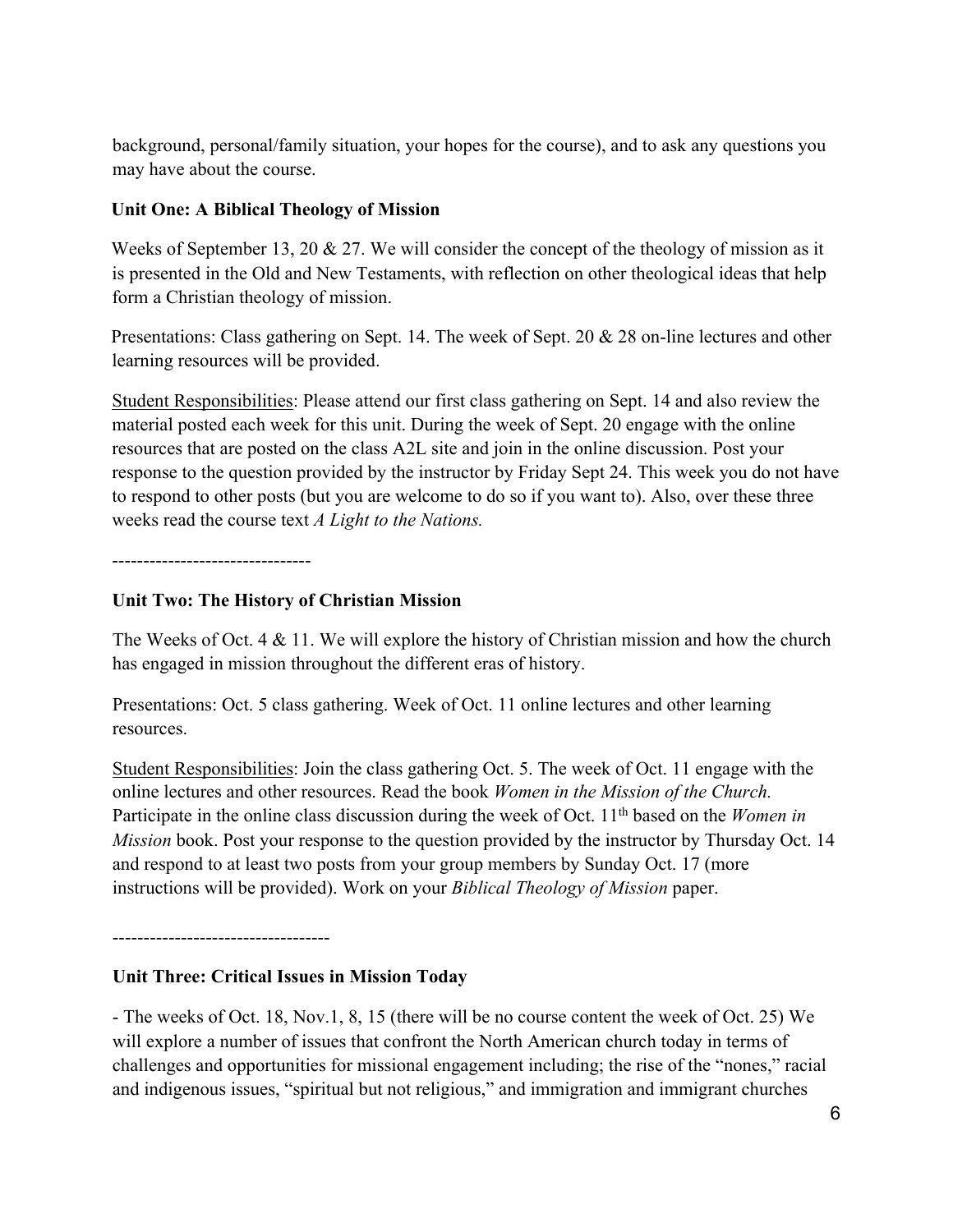background, personal/family situation, your hopes for the course), and to ask any questions you may have about the course.

**Unit One: A Biblical Theology of Mission**

Weeks of September 13, 20 & 27. We will consider the concept of the theology of mission as it is presented in the Old and New Testaments, with reflection on other theological ideas that help form a Christian theology of mission.

Presentations: Class gathering on Sept. 14. The week of Sept. 20 & 28 on-line lectures and other learning resources will be provided.

<u>Student Responsibilities</u>: Please attend our first class gathering on Sept. 14 and also review the material posted each week for this unit. During the week of Sept. 20 engage with the online resources that are posted on the class A2L site and join in the online discussion. Post your response to the question provided by the instructor by Friday Sept 24. This week you do not have to respond to other posts (but you are welcome to do so if you want to). Also, over these three weeks read the course text *A Light to the Nations.*

--------------------------------

**Unit Two: The History of Christian Mission**

The Weeks of Oct. 4 & 11. We will explore the history of Christian mission and how the church has engaged in mission throughout the different eras of history.

Presentations: Oct. 5 class gathering. Week of Oct. 11 online lectures and other learning resources.

<u>Student Responsibilities</u>: Join the class gathering Oct. 5. The week of Oct. 11 engage with the online lectures and other resources. Read the book *Women in the Mission of the Church.* Participate in the online class discussion during the week of Oct. 11th based on the *Women in Mission* book. Post your response to the question provided by the instructor by Thursday Oct. 14 and respond to at least two posts from your group members by Sunday Oct. 17 (more instructions will be provided). Work on your *Biblical Theology of Mission* paper.

-----------------------------------

**Unit Three: Critical Issues in Mission Today**

- The weeks of Oct. 18, Nov.1, 8, 15 (there will be no course content the week of Oct. 25) We will explore a number of issues that confront the North American church today in terms of challenges and opportunities for missional engagement including; the rise of the "nones," racial and indigenous issues, "spiritual but not religious," and immigration and immigrant churches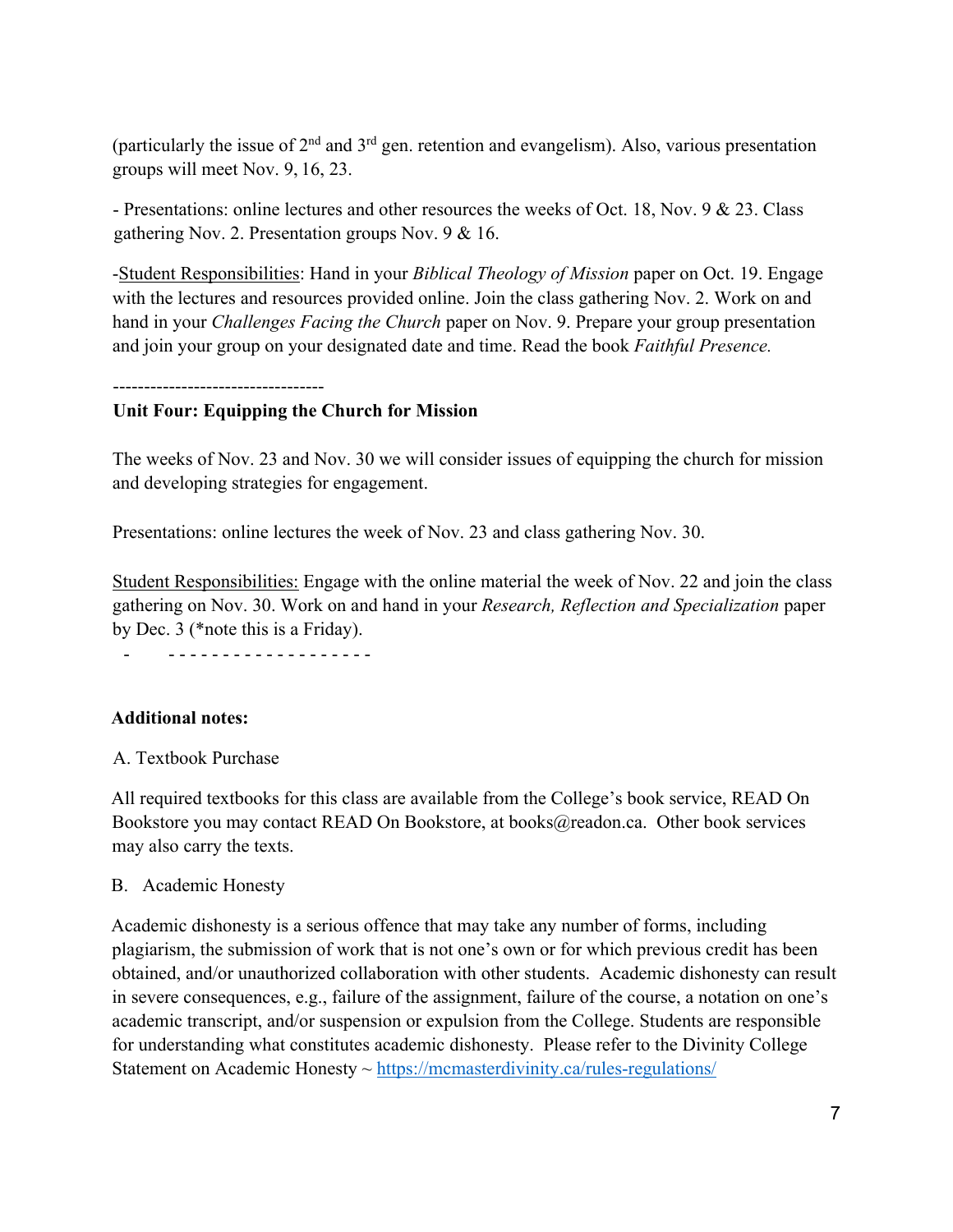(particularly the issue of 2nd and 3rd gen. retention and evangelism). Also, various presentation groups will meet Nov. 9, 16, 23.

- Presentations: online lectures and other resources the weeks of Oct. 18, Nov. 9 & 23. Class gathering Nov. 2. Presentation groups Nov. 9 & 16.

-Student Responsibilities: Hand in your *Biblical Theology of Mission* paper on Oct. 19. Engage with the lectures and resources provided online. Join the class gathering Nov. 2. Work on and hand in your *Challenges Facing the Church* paper on Nov. 9. Prepare your group presentation and join your group on your designated date and time. Read the book *Faithful Presence.*

----------------------------------

**Unit Four: Equipping the Church for Mission**

The weeks of Nov. 23 and Nov. 30 we will consider issues of equipping the church for mission and developing strategies for engagement.

Presentations: online lectures the week of Nov. 23 and class gathering Nov. 30.

Student Responsibilities: Engage with the online material the week of Nov. 22 and join the class gathering on Nov. 30. Work on and hand in your *Research, Reflection and Specialization* paper by Dec. 3 (*note this is a Friday).

- - - - - - - - - - - - - - - - - - - -

**Additional notes:**

A. Textbook Purchase

All required textbooks for this class are available from the College's book service, READ On Bookstore you may contact READ On Bookstore, at books@readon.ca. Other book services may also carry the texts.

B. Academic Honesty

Academic dishonesty is a serious offence that may take any number of forms, including plagiarism, the submission of work that is not one's own or for which previous credit has been obtained, and/or unauthorized collaboration with other students. Academic dishonesty can result in severe consequences, e.g., failure of the assignment, failure of the course, a notation on one's academic transcript, and/or suspension or expulsion from the College. Students are responsible for understanding what constitutes academic dishonesty. Please refer to the Divinity College Statement on Academic Honesty ~ https://mcmasterdivinity.ca/rules-regulations/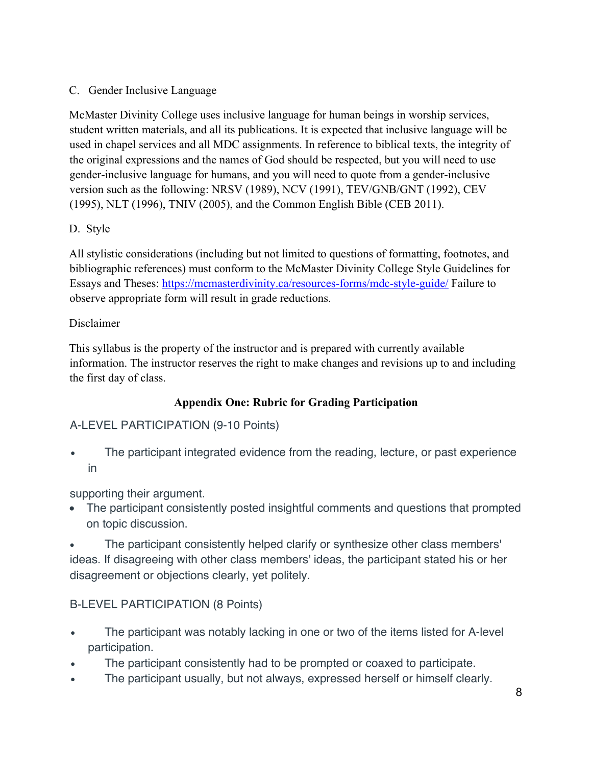C. Gender Inclusive Language

McMaster Divinity College uses inclusive language for human beings in worship services, student written materials, and all its publications. It is expected that inclusive language will be used in chapel services and all MDC assignments. In reference to biblical texts, the integrity of the original expressions and the names of God should be respected, but you will need to use gender-inclusive language for humans, and you will need to quote from a gender-inclusive version such as the following: NRSV (1989), NCV (1991), TEV/GNB/GNT (1992), CEV (1995), NLT (1996), TNIV (2005), and the Common English Bible (CEB 2011).

D. Style

All stylistic considerations (including but not limited to questions of formatting, footnotes, and bibliographic references) must conform to the McMaster Divinity College Style Guidelines for Essays and Theses: https://mcmasterdivinity.ca/resources-forms/mdc-style-guide/ Failure to observe appropriate form will result in grade reductions.

Disclaimer

This syllabus is the property of the instructor and is prepared with currently available information. The instructor reserves the right to make changes and revisions up to and including the first day of class.

**Appendix One: Rubric for Grading Participation**

A-LEVEL PARTICIPATION (9-10 Points)

- The participant integrated evidence from the reading, lecture, or past experience in supporting their argument.
- The participant consistently posted insightful comments and questions that prompted on topic discussion.
- The participant consistently helped clarify or synthesize other class members' ideas. If disagreeing with other class members' ideas, the participant stated his or her disagreement or objections clearly, yet politely.

B-LEVEL PARTICIPATION (8 Points)

- The participant was notably lacking in one or two of the items listed for A-level participation.
- The participant consistently had to be prompted or coaxed to participate.
- The participant usually, but not always, expressed herself or himself clearly.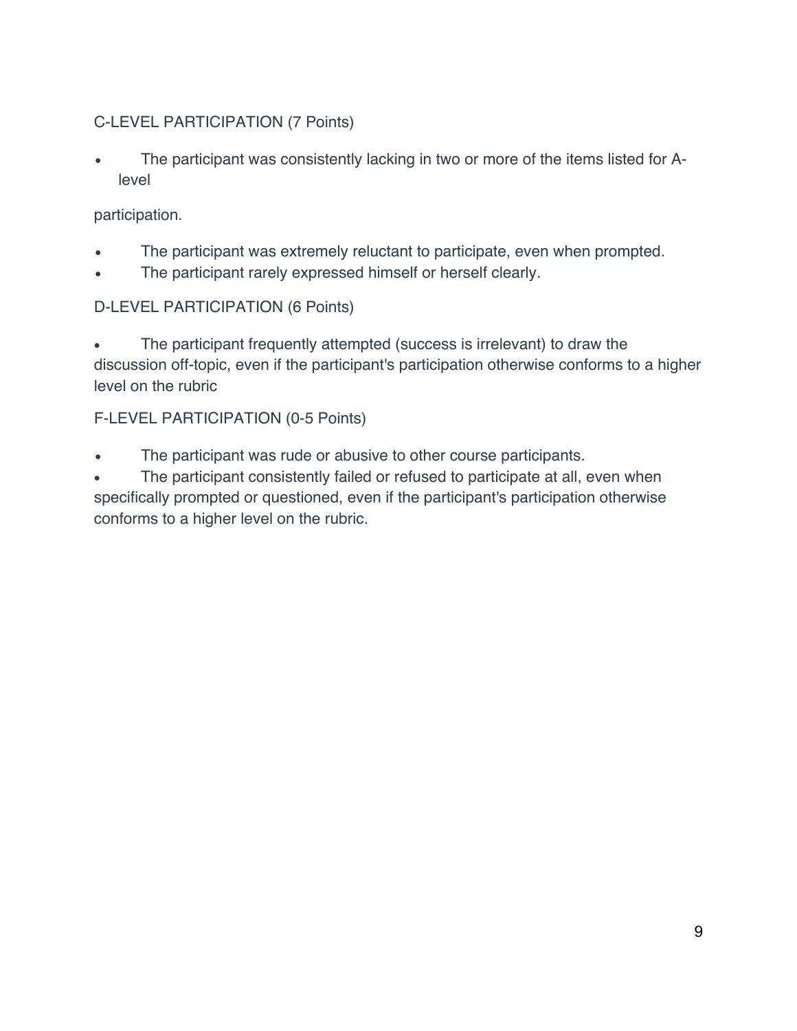C-LEVEL PARTICIPATION (7 Points)

- The participant was consistently lacking in two or more of the items listed for A-level participation.
- The participant was extremely reluctant to participate, even when prompted.
- The participant rarely expressed himself or herself clearly.

D-LEVEL PARTICIPATION (6 Points)

- The participant frequently attempted (success is irrelevant) to draw the discussion off-topic, even if the participant's participation otherwise conforms to a higher level on the rubric

F-LEVEL PARTICIPATION (0-5 Points)

- The participant was rude or abusive to other course participants.
- The participant consistently failed or refused to participate at all, even when specifically prompted or questioned, even if the participant's participation otherwise conforms to a higher level on the rubric.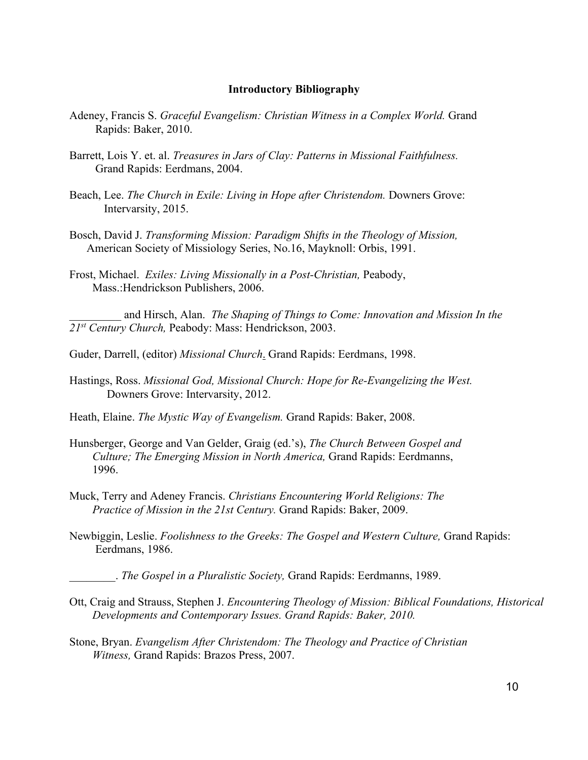**Introductory Bibliography**

Adeney, Francis S. *Graceful Evangelism: Christian Witness in a Complex World.* Grand Rapids: Baker, 2010.

Barrett, Lois Y. et. al. *Treasures in Jars of Clay: Patterns in Missional Faithfulness.* Grand Rapids: Eerdmans, 2004.

Beach, Lee. *The Church in Exile: Living in Hope after Christendom.* Downers Grove: Intervarsity, 2015.

Bosch, David J. *Transforming Mission: Paradigm Shifts in the Theology of Mission,* American Society of Missiology Series, No.16, Mayknoll: Orbis, 1991.

Frost, Michael. *Exiles: Living Missionally in a Post-Christian,* Peabody, Mass.:Hendrickson Publishers, 2006.

_________ and Hirsch, Alan. *The Shaping of Things to Come: Innovation and Mission In the 21st Century Church,* Peabody: Mass: Hendrickson, 2003.

Guder, Darrell, (editor) *Missional Church*. Grand Rapids: Eerdmans, 1998.

Hastings, Ross. *Missional God, Missional Church: Hope for Re-Evangelizing the West.* Downers Grove: Intervarsity, 2012.

Heath, Elaine. *The Mystic Way of Evangelism.* Grand Rapids: Baker, 2008.

Hunsberger, George and Van Gelder, Graig (ed.'s), *The Church Between Gospel and Culture; The Emerging Mission in North America,* Grand Rapids: Eerdmanns, 1996.

Muck, Terry and Adeney Francis. *Christians Encountering World Religions: The Practice of Mission in the 21st Century.* Grand Rapids: Baker, 2009.

Newbiggin, Leslie. *Foolishness to the Greeks: The Gospel and Western Culture,* Grand Rapids: Eerdmans, 1986.

________. *The Gospel in a Pluralistic Society,* Grand Rapids: Eerdmanns, 1989.

Ott, Craig and Strauss, Stephen J. *Encountering Theology of Mission: Biblical Foundations, Historical Developments and Contemporary Issues. Grand Rapids: Baker, 2010.*

Stone, Bryan. *Evangelism After Christendom: The Theology and Practice of Christian Witness,* Grand Rapids: Brazos Press, 2007.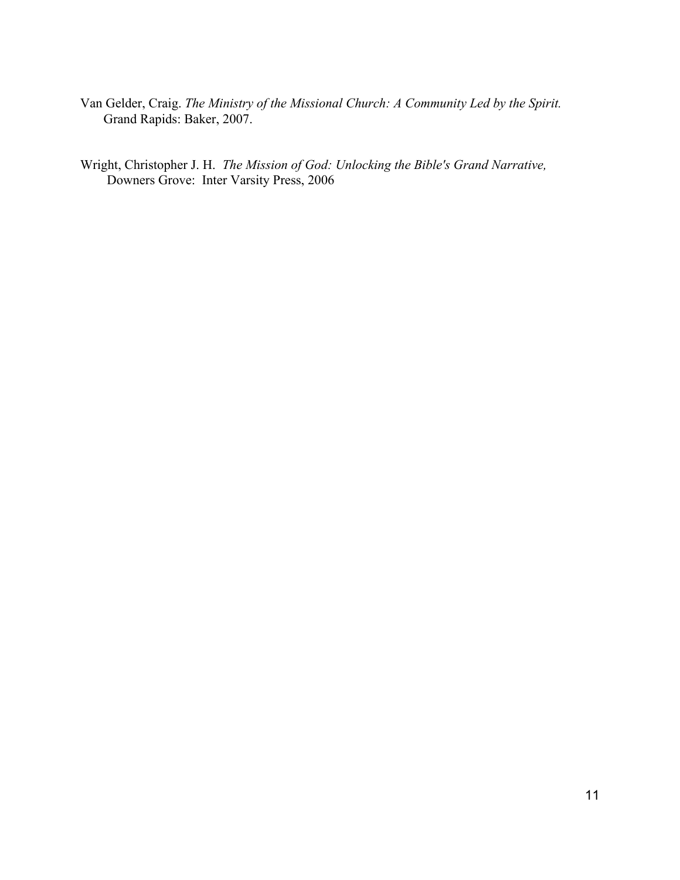Van Gelder, Craig. *The Ministry of the Missional Church: A Community Led by the Spirit.* Grand Rapids: Baker, 2007.

Wright, Christopher J. H. *The Mission of God: Unlocking the Bible's Grand Narrative,* Downers Grove: Inter Varsity Press, 2006